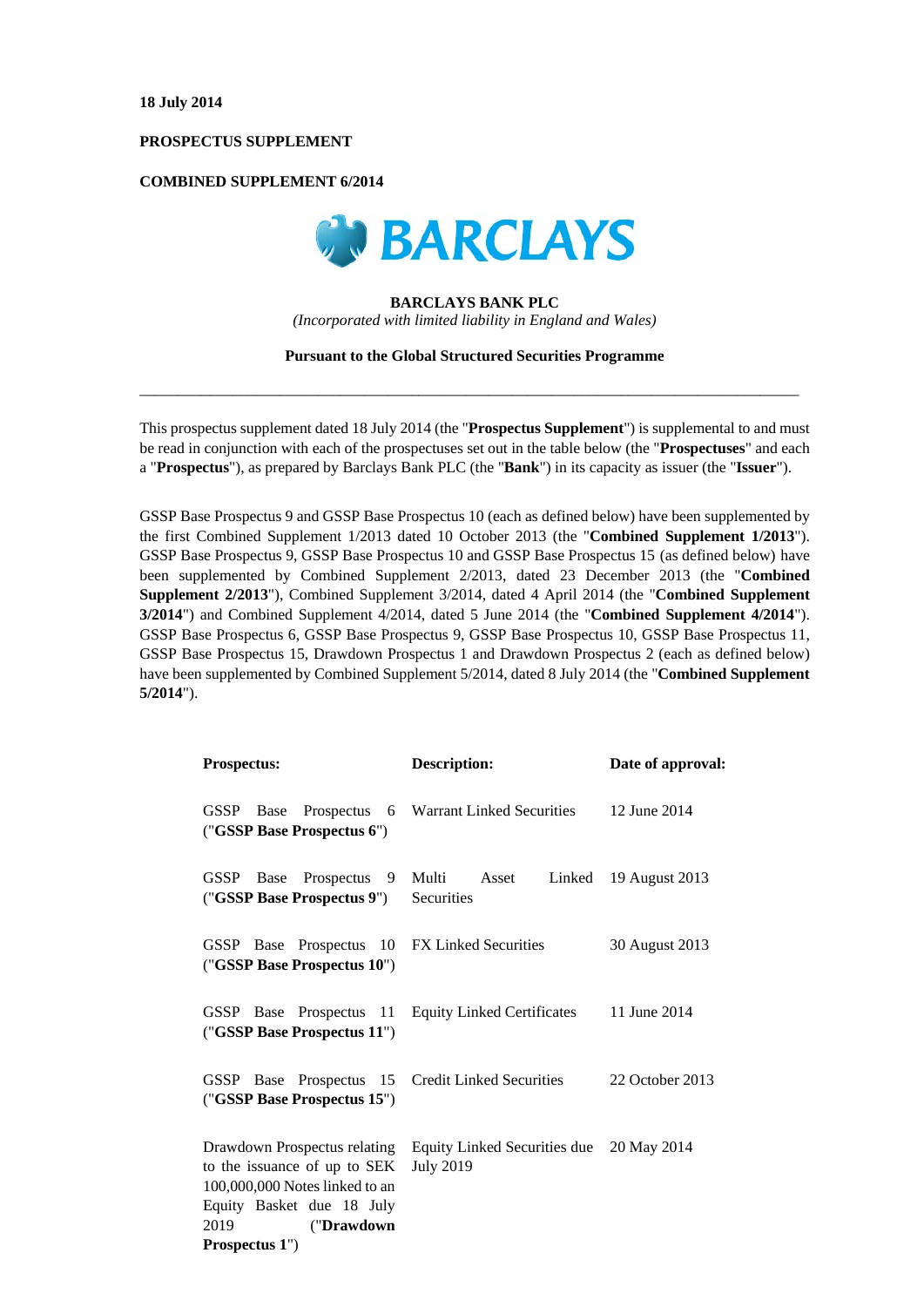**18 July 2014**

**PROSPECTUS SUPPLEMENT**

**COMBINED SUPPLEMENT 6/2014**

BARCLAYS

**BARCLAYS BANK PLC**

*(Incorporated with limited liability in England and Wales)*

**Pursuant to the Global Structured Securities Programme**

---

This prospectus supplement dated 18 July 2014 (the "**Prospectus Supplement**") is supplemental to and must be read in conjunction with each of the prospectuses set out in the table below (the "**Prospectuses**" and each a "**Prospectus**"), as prepared by Barclays Bank PLC (the "**Bank**") in its capacity as issuer (the "**Issuer**").

GSSP Base Prospectus 9 and GSSP Base Prospectus 10 (each as defined below) have been supplemented by the first Combined Supplement 1/2013 dated 10 October 2013 (the "**Combined Supplement 1/2013**"). GSSP Base Prospectus 9, GSSP Base Prospectus 10 and GSSP Base Prospectus 15 (as defined below) have been supplemented by Combined Supplement 2/2013, dated 23 December 2013 (the "**Combined Supplement 2/2013**"), Combined Supplement 3/2014, dated 4 April 2014 (the "**Combined Supplement 3/2014**") and Combined Supplement 4/2014, dated 5 June 2014 (the "**Combined Supplement 4/2014**"). GSSP Base Prospectus 6, GSSP Base Prospectus 9, GSSP Base Prospectus 10, GSSP Base Prospectus 11, GSSP Base Prospectus 15, Drawdown Prospectus 1 and Drawdown Prospectus 2 (each as defined below) have been supplemented by Combined Supplement 5/2014, dated 8 July 2014 (the "**Combined Supplement 5/2014**").

| **Prospectus:** | **Description:** | **Date of approval:** |
|---|---|---|
| GSSP Base Prospectus 6 ("**GSSP Base Prospectus 6**") | Warrant Linked Securities | 12 June 2014 |
| GSSP Base Prospectus 9 ("**GSSP Base Prospectus 9**") | Multi Asset Linked Securities | 19 August 2013 |
| GSSP Base Prospectus 10 ("**GSSP Base Prospectus 10**") | FX Linked Securities | 30 August 2013 |
| GSSP Base Prospectus 11 ("**GSSP Base Prospectus 11**") | Equity Linked Certificates | 11 June 2014 |
| GSSP Base Prospectus 15 ("**GSSP Base Prospectus 15**") | Credit Linked Securities | 22 October 2013 |
| Drawdown Prospectus relating to the issuance of up to SEK 100,000,000 Notes linked to an Equity Basket due 18 July 2019 ("**Drawdown Prospectus 1**") | Equity Linked Securities due July 2019 | 20 May 2014 |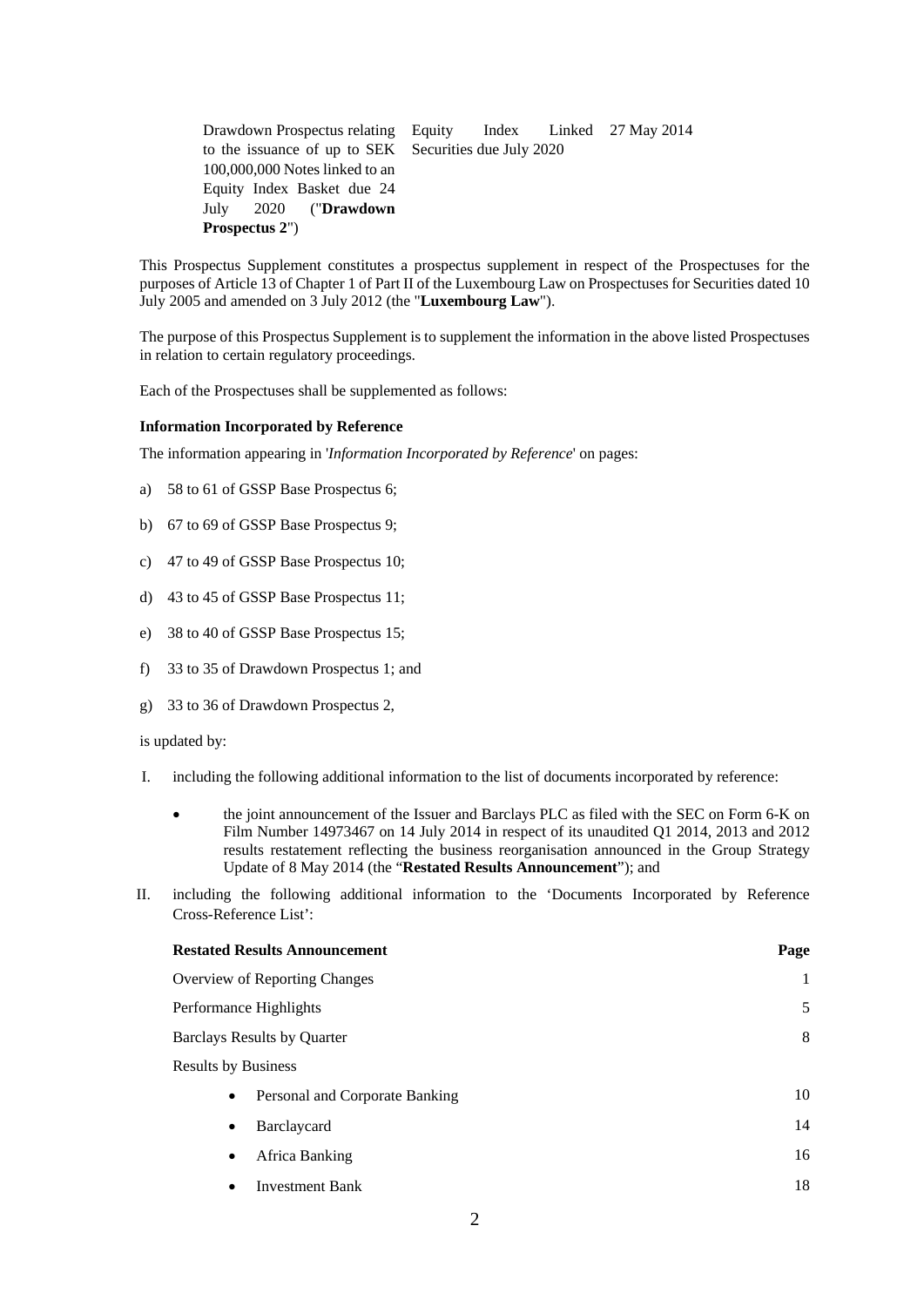| Drawdown Prospectus relating to the issuance of up to SEK 100,000,000 Notes linked to an Equity Index Basket due 24 July 2020 ("**Drawdown Prospectus 2**") | Equity Index Linked Securities due July 2020 | 27 May 2014 |
|---|---|---|

This Prospectus Supplement constitutes a prospectus supplement in respect of the Prospectuses for the purposes of Article 13 of Chapter 1 of Part II of the Luxembourg Law on Prospectuses for Securities dated 10 July 2005 and amended on 3 July 2012 (the "**Luxembourg Law**").

The purpose of this Prospectus Supplement is to supplement the information in the above listed Prospectuses in relation to certain regulatory proceedings.

Each of the Prospectuses shall be supplemented as follows:

**Information Incorporated by Reference**

The information appearing in '*Information Incorporated by Reference*' on pages:

a) 58 to 61 of GSSP Base Prospectus 6;

b) 67 to 69 of GSSP Base Prospectus 9;

c) 47 to 49 of GSSP Base Prospectus 10;

d) 43 to 45 of GSSP Base Prospectus 11;

e) 38 to 40 of GSSP Base Prospectus 15;

f) 33 to 35 of Drawdown Prospectus 1; and

g) 33 to 36 of Drawdown Prospectus 2,

is updated by:

I. including the following additional information to the list of documents incorporated by reference:

- the joint announcement of the Issuer and Barclays PLC as filed with the SEC on Form 6-K on Film Number 14973467 on 14 July 2014 in respect of its unaudited Q1 2014, 2013 and 2012 results restatement reflecting the business reorganisation announced in the Group Strategy Update of 8 May 2014 (the "**Restated Results Announcement**"); and

II. including the following additional information to the 'Documents Incorporated by Reference Cross-Reference List':

| **Restated Results Announcement** | **Page** |
|---|---|
| Overview of Reporting Changes | 1 |
| Performance Highlights | 5 |
| Barclays Results by Quarter | 8 |
| Results by Business | |
| • Personal and Corporate Banking | 10 |
| • Barclaycard | 14 |
| • Africa Banking | 16 |
| • Investment Bank | 18 |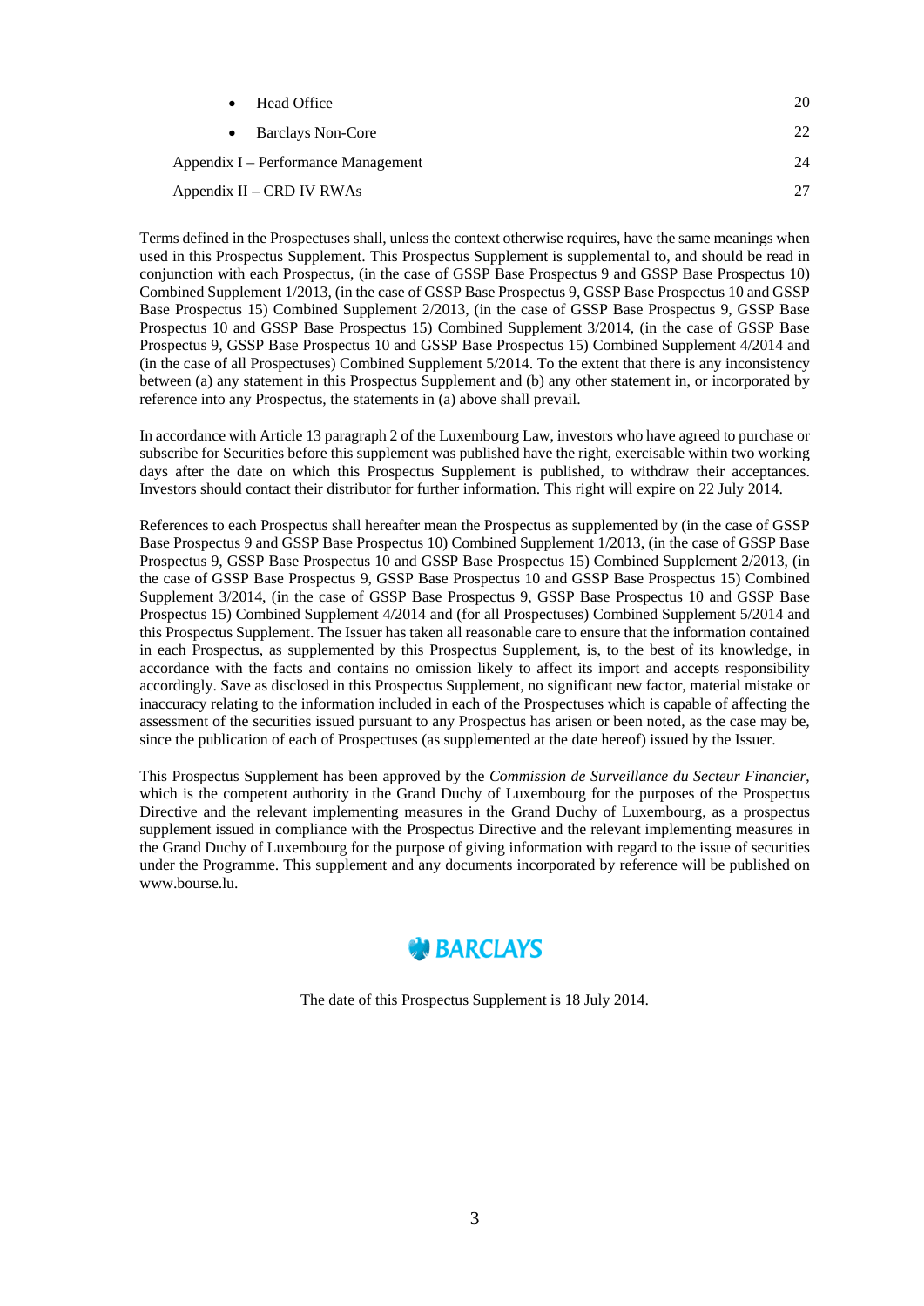- Head Office 20
- Barclays Non-Core 22

Appendix I – Performance Management 24

Appendix II – CRD IV RWAs 27

Terms defined in the Prospectuses shall, unless the context otherwise requires, have the same meanings when used in this Prospectus Supplement. This Prospectus Supplement is supplemental to, and should be read in conjunction with each Prospectus, (in the case of GSSP Base Prospectus 9 and GSSP Base Prospectus 10) Combined Supplement 1/2013, (in the case of GSSP Base Prospectus 9, GSSP Base Prospectus 10 and GSSP Base Prospectus 15) Combined Supplement 2/2013, (in the case of GSSP Base Prospectus 9, GSSP Base Prospectus 10 and GSSP Base Prospectus 15) Combined Supplement 3/2014, (in the case of GSSP Base Prospectus 9, GSSP Base Prospectus 10 and GSSP Base Prospectus 15) Combined Supplement 4/2014 and (in the case of all Prospectuses) Combined Supplement 5/2014. To the extent that there is any inconsistency between (a) any statement in this Prospectus Supplement and (b) any other statement in, or incorporated by reference into any Prospectus, the statements in (a) above shall prevail.

In accordance with Article 13 paragraph 2 of the Luxembourg Law, investors who have agreed to purchase or subscribe for Securities before this supplement was published have the right, exercisable within two working days after the date on which this Prospectus Supplement is published, to withdraw their acceptances. Investors should contact their distributor for further information. This right will expire on 22 July 2014.

References to each Prospectus shall hereafter mean the Prospectus as supplemented by (in the case of GSSP Base Prospectus 9 and GSSP Base Prospectus 10) Combined Supplement 1/2013, (in the case of GSSP Base Prospectus 9, GSSP Base Prospectus 10 and GSSP Base Prospectus 15) Combined Supplement 2/2013, (in the case of GSSP Base Prospectus 9, GSSP Base Prospectus 10 and GSSP Base Prospectus 15) Combined Supplement 3/2014, (in the case of GSSP Base Prospectus 9, GSSP Base Prospectus 10 and GSSP Base Prospectus 15) Combined Supplement 4/2014 and (for all Prospectuses) Combined Supplement 5/2014 and this Prospectus Supplement. The Issuer has taken all reasonable care to ensure that the information contained in each Prospectus, as supplemented by this Prospectus Supplement, is, to the best of its knowledge, in accordance with the facts and contains no omission likely to affect its import and accepts responsibility accordingly. Save as disclosed in this Prospectus Supplement, no significant new factor, material mistake or inaccuracy relating to the information included in each of the Prospectuses which is capable of affecting the assessment of the securities issued pursuant to any Prospectus has arisen or been noted, as the case may be, since the publication of each of Prospectuses (as supplemented at the date hereof) issued by the Issuer.

This Prospectus Supplement has been approved by the *Commission de Surveillance du Secteur Financier*, which is the competent authority in the Grand Duchy of Luxembourg for the purposes of the Prospectus Directive and the relevant implementing measures in the Grand Duchy of Luxembourg, as a prospectus supplement issued in compliance with the Prospectus Directive and the relevant implementing measures in the Grand Duchy of Luxembourg for the purpose of giving information with regard to the issue of securities under the Programme. This supplement and any documents incorporated by reference will be published on www.bourse.lu.

BARCLAYS

The date of this Prospectus Supplement is 18 July 2014.